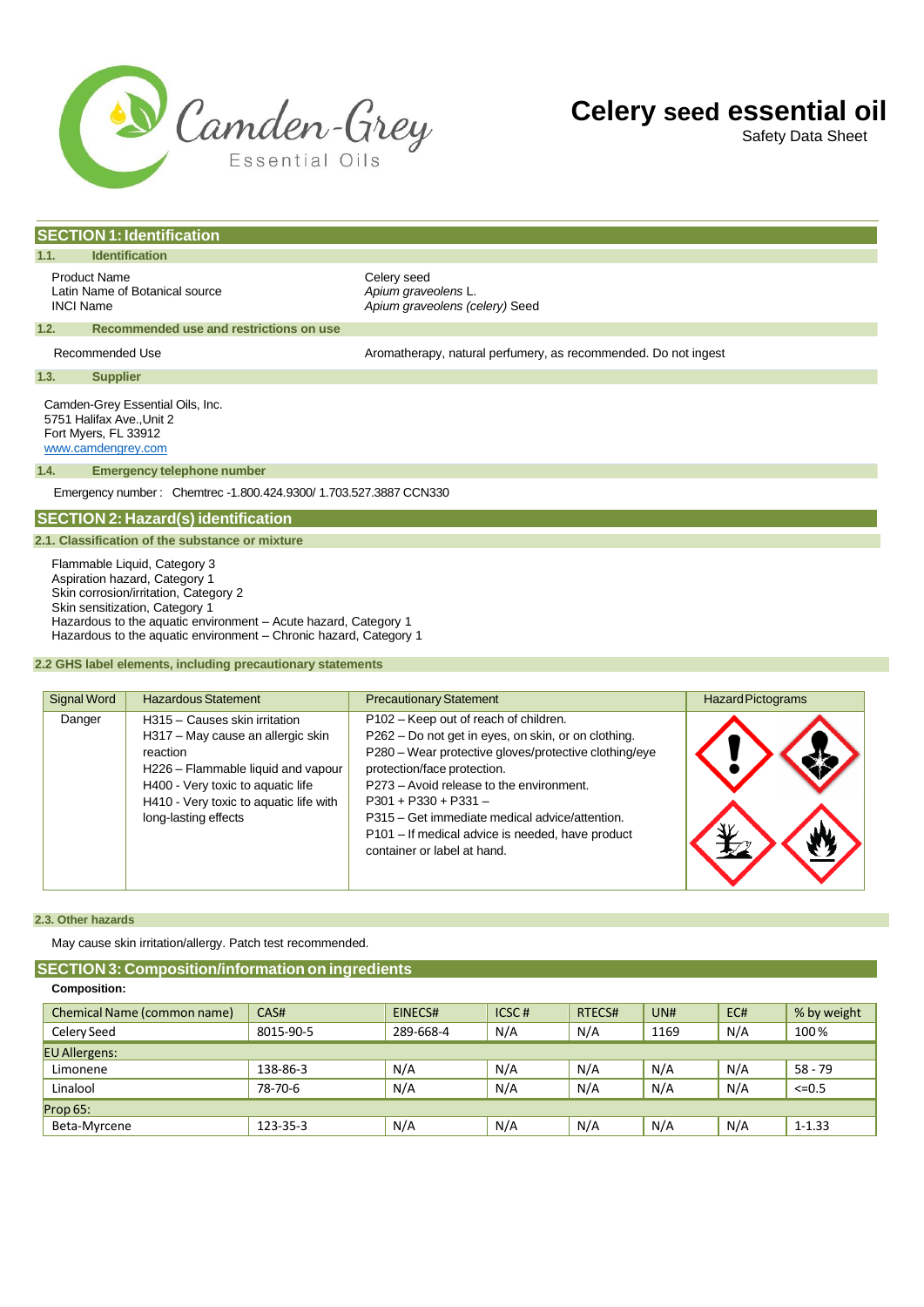# Celery seed essential oil

Safety Data Sheet

## SECTION 1: Identification

### 1.1. Identification

| | |
|---|---|
| Product Name | Celery seed |
| Latin Name of Botanical source | *Apium graveolens* L. |
| INCI Name | *Apium graveolens (celery)* Seed |

### 1.2. Recommended use and restrictions on use

| | |
|---|---|
| Recommended Use | Aromatherapy, natural perfumery, as recommended. Do not ingest |

### 1.3. Supplier

Camden-Grey Essential Oils, Inc.
5751 Halifax Ave.,Unit 2
Fort Myers, FL 33912
www.camdengrey.com

### 1.4. Emergency telephone number

Emergency number : Chemtrec -1.800.424.9300/ 1.703.527.3887 CCN330

## SECTION 2: Hazard(s) identification

### 2.1. Classification of the substance or mixture

Flammable Liquid, Category 3
Aspiration hazard, Category 1
Skin corrosion/irritation, Category 2
Skin sensitization, Category 1
Hazardous to the aquatic environment – Acute hazard, Category 1
Hazardous to the aquatic environment – Chronic hazard, Category 1

### 2.2 GHS label elements, including precautionary statements

| Signal Word | Hazardous Statement | Precautionary Statement | Hazard Pictograms |
|---|---|---|---|
| Danger | H315 – Causes skin irritation<br>H317 – May cause an allergic skin reaction<br>H226 – Flammable liquid and vapour<br>H400 - Very toxic to aquatic life<br>H410 - Very toxic to aquatic life with long-lasting effects | P102 – Keep out of reach of children.<br>P262 – Do not get in eyes, on skin, or on clothing.<br>P280 – Wear protective gloves/protective clothing/eye protection/face protection.<br>P273 – Avoid release to the environment.<br>P301 + P330 + P331 –<br>P315 – Get immediate medical advice/attention.<br>P101 – If medical advice is needed, have product container or label at hand. | |

### 2.3. Other hazards

May cause skin irritation/allergy. Patch test recommended.

## SECTION 3: Composition/information on ingredients

**Composition:**

| Chemical Name (common name) | CAS# | EINECS# | ICSC # | RTECS# | UN# | EC# | % by weight |
|---|---|---|---|---|---|---|---|
| Celery Seed | 8015-90-5 | 289-668-4 | N/A | N/A | 1169 | N/A | 100 % |
| EU Allergens: | | | | | | | |
| Limonene | 138-86-3 | N/A | N/A | N/A | N/A | N/A | 58 - 79 |
| Linalool | 78-70-6 | N/A | N/A | N/A | N/A | N/A | <=0.5 |
| Prop 65: | | | | | | | |
| Beta-Myrcene | 123-35-3 | N/A | N/A | N/A | N/A | N/A | 1-1.33 |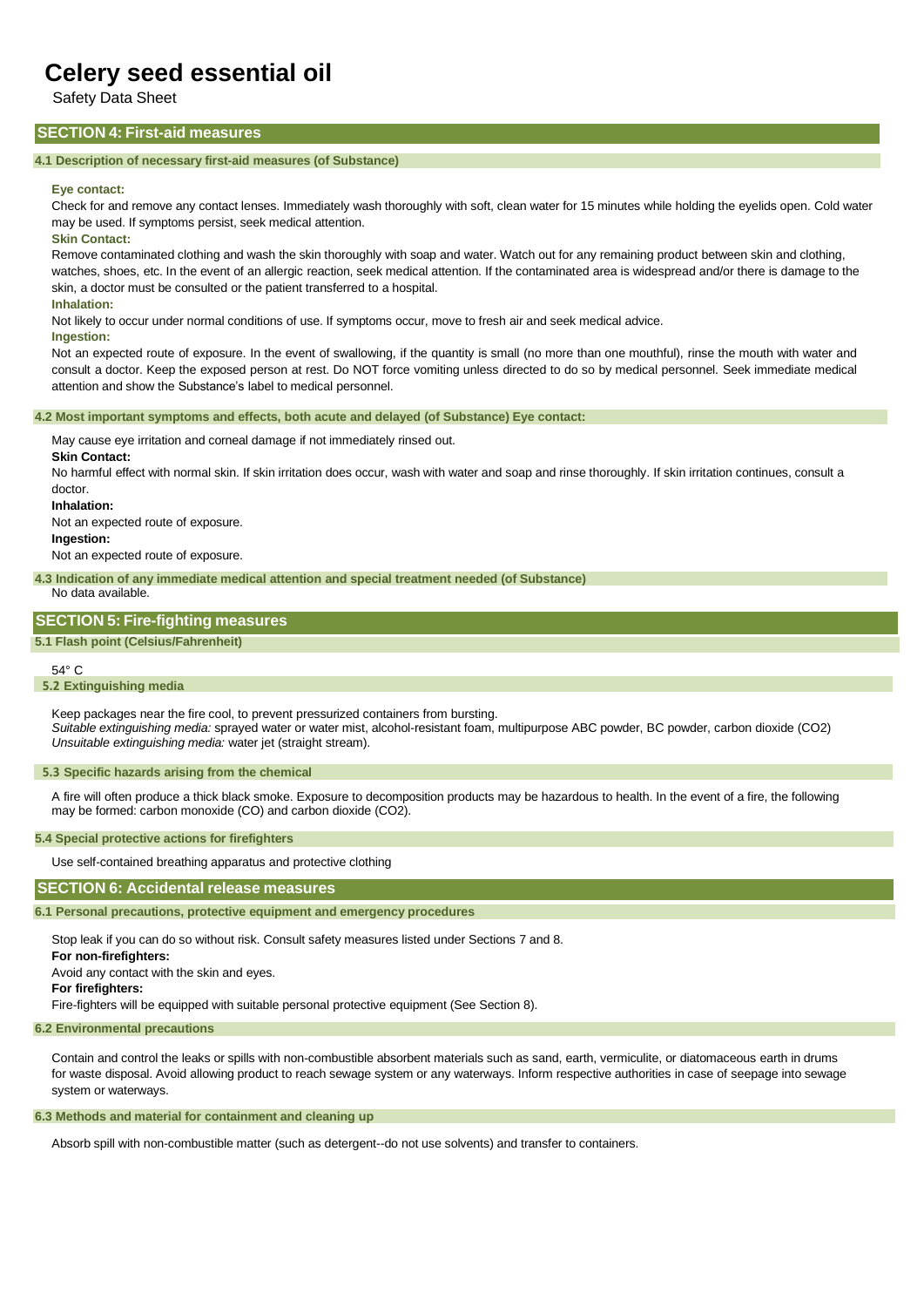# Celery seed essential oil

Safety Data Sheet

## SECTION 4: First-aid measures

### 4.1 Description of necessary first-aid measures (of Substance)

**Eye contact:**

Check for and remove any contact lenses. Immediately wash thoroughly with soft, clean water for 15 minutes while holding the eyelids open. Cold water may be used. If symptoms persist, seek medical attention.

**Skin Contact:**

Remove contaminated clothing and wash the skin thoroughly with soap and water. Watch out for any remaining product between skin and clothing, watches, shoes, etc. In the event of an allergic reaction, seek medical attention. If the contaminated area is widespread and/or there is damage to the skin, a doctor must be consulted or the patient transferred to a hospital.

**Inhalation:**

Not likely to occur under normal conditions of use. If symptoms occur, move to fresh air and seek medical advice.

**Ingestion:**

Not an expected route of exposure. In the event of swallowing, if the quantity is small (no more than one mouthful), rinse the mouth with water and consult a doctor. Keep the exposed person at rest. Do NOT force vomiting unless directed to do so by medical personnel. Seek immediate medical attention and show the Substance's label to medical personnel.

### 4.2 Most important symptoms and effects, both acute and delayed (of Substance) Eye contact:

May cause eye irritation and corneal damage if not immediately rinsed out.

**Skin Contact:**

No harmful effect with normal skin. If skin irritation does occur, wash with water and soap and rinse thoroughly. If skin irritation continues, consult a doctor.

**Inhalation:**

Not an expected route of exposure.

**Ingestion:**

Not an expected route of exposure.

### 4.3 Indication of any immediate medical attention and special treatment needed (of Substance)

No data available.

## SECTION 5: Fire-fighting measures

### 5.1 Flash point (Celsius/Fahrenheit)

54° C

### 5.2 Extinguishing media

Keep packages near the fire cool, to prevent pressurized containers from bursting.

*Suitable extinguishing media:* sprayed water or water mist, alcohol-resistant foam, multipurpose ABC powder, BC powder, carbon dioxide ($CO_2$)

*Unsuitable extinguishing media:* water jet (straight stream).

### 5.3 Specific hazards arising from the chemical

A fire will often produce a thick black smoke. Exposure to decomposition products may be hazardous to health. In the event of a fire, the following may be formed: carbon monoxide (CO) and carbon dioxide ($CO_2$).

### 5.4 Special protective actions for firefighters

Use self-contained breathing apparatus and protective clothing

## SECTION 6: Accidental release measures

### 6.1 Personal precautions, protective equipment and emergency procedures

Stop leak if you can do so without risk. Consult safety measures listed under Sections 7 and 8.

**For non-firefighters:**

Avoid any contact with the skin and eyes.

**For firefighters:**

Fire-fighters will be equipped with suitable personal protective equipment (See Section 8).

### 6.2 Environmental precautions

Contain and control the leaks or spills with non-combustible absorbent materials such as sand, earth, vermiculite, or diatomaceous earth in drums for waste disposal. Avoid allowing product to reach sewage system or any waterways. Inform respective authorities in case of seepage into sewage system or waterways.

### 6.3 Methods and material for containment and cleaning up

Absorb spill with non-combustible matter (such as detergent--do not use solvents) and transfer to containers.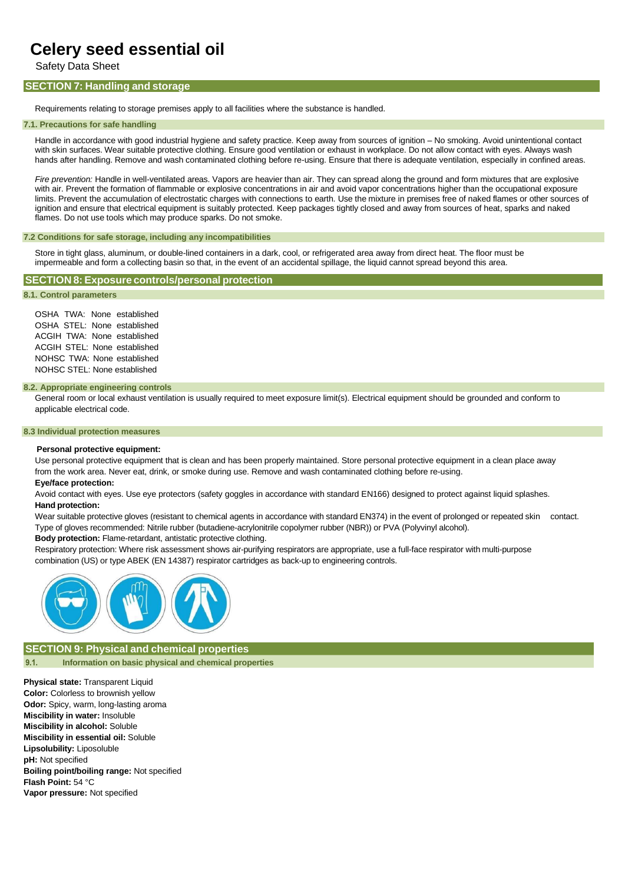# Celery seed essential oil

Safety Data Sheet

## SECTION 7: Handling and storage

Requirements relating to storage premises apply to all facilities where the substance is handled.

### 7.1. Precautions for safe handling

Handle in accordance with good industrial hygiene and safety practice. Keep away from sources of ignition – No smoking. Avoid unintentional contact with skin surfaces. Wear suitable protective clothing. Ensure good ventilation or exhaust in workplace. Do not allow contact with eyes. Always wash hands after handling. Remove and wash contaminated clothing before re-using. Ensure that there is adequate ventilation, especially in confined areas.

*Fire prevention:* Handle in well-ventilated areas. Vapors are heavier than air. They can spread along the ground and form mixtures that are explosive with air. Prevent the formation of flammable or explosive concentrations in air and avoid vapor concentrations higher than the occupational exposure limits. Prevent the accumulation of electrostatic charges with connections to earth. Use the mixture in premises free of naked flames or other sources of ignition and ensure that electrical equipment is suitably protected. Keep packages tightly closed and away from sources of heat, sparks and naked flames. Do not use tools which may produce sparks. Do not smoke.

### 7.2 Conditions for safe storage, including any incompatibilities

Store in tight glass, aluminum, or double-lined containers in a dark, cool, or refrigerated area away from direct heat. The floor must be impermeable and form a collecting basin so that, in the event of an accidental spillage, the liquid cannot spread beyond this area.

## SECTION 8: Exposure controls/personal protection

### 8.1. Control parameters

OSHA TWA: None established  
OSHA STEL: None established  
ACGIH TWA: None established  
ACGIH STEL: None established  
NOHSC TWA: None established  
NOHSC STEL: None established

### 8.2. Appropriate engineering controls

General room or local exhaust ventilation is usually required to meet exposure limit(s). Electrical equipment should be grounded and conform to applicable electrical code.

### 8.3 Individual protection measures

**Personal protective equipment:**

Use personal protective equipment that is clean and has been properly maintained. Store personal protective equipment in a clean place away from the work area. Never eat, drink, or smoke during use. Remove and wash contaminated clothing before re-using.

**Eye/face protection:**

Avoid contact with eyes. Use eye protectors (safety goggles in accordance with standard EN166) designed to protect against liquid splashes.

**Hand protection:**

Wear suitable protective gloves (resistant to chemical agents in accordance with standard EN374) in the event of prolonged or repeated skin contact. Type of gloves recommended: Nitrile rubber (butadiene-acrylonitrile copolymer rubber (NBR)) or PVA (Polyvinyl alcohol).

**Body protection:** Flame-retardant, antistatic protective clothing.

Respiratory protection: Where risk assessment shows air-purifying respirators are appropriate, use a full-face respirator with multi-purpose combination (US) or type ABEK (EN 14387) respirator cartridges as back-up to engineering controls.

## SECTION 9: Physical and chemical properties

### 9.1. Information on basic physical and chemical properties

**Physical state:** Transparent Liquid  
**Color:** Colorless to brownish yellow  
**Odor:** Spicy, warm, long-lasting aroma  
**Miscibility in water:** Insoluble  
**Miscibility in alcohol:** Soluble  
**Miscibility in essential oil:** Soluble  
**Lipsolubility:** Liposoluble  
**pH:** Not specified  
**Boiling point/boiling range:** Not specified  
**Flash Point:** 54 °C  
**Vapor pressure:** Not specified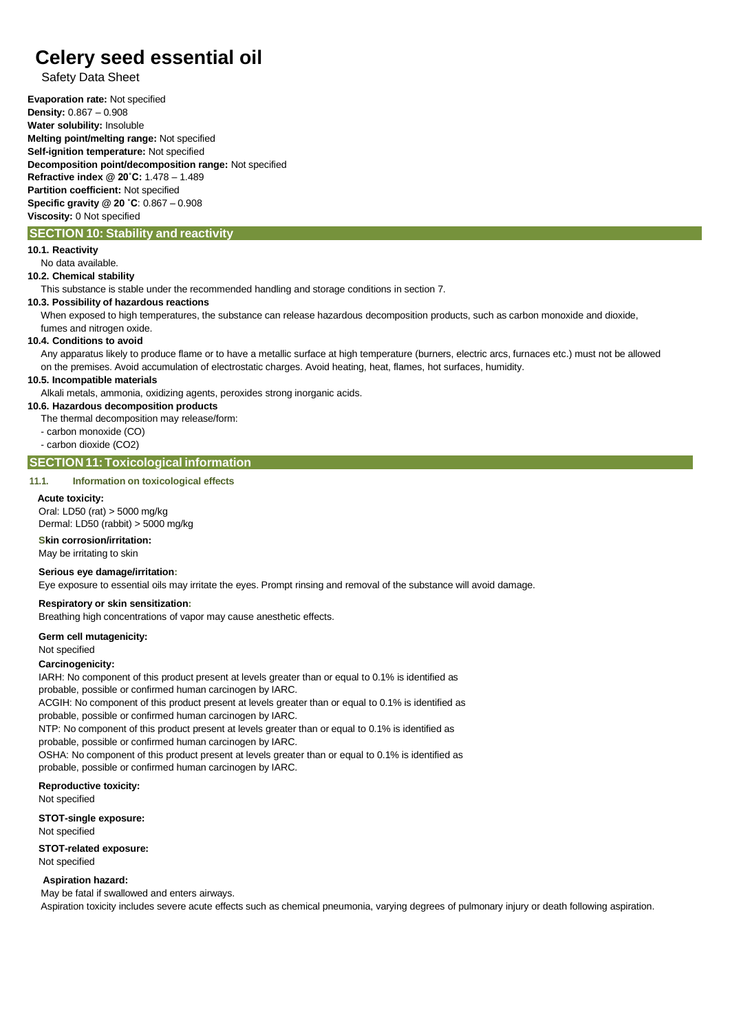# Celery seed essential oil

Safety Data Sheet

**Evaporation rate:** Not specified
**Density:** 0.867 – 0.908
**Water solubility:** Insoluble
**Melting point/melting range:** Not specified
**Self-ignition temperature:** Not specified
**Decomposition point/decomposition range:** Not specified
**Refractive index @ 20˚C:** 1.478 – 1.489
**Partition coefficient:** Not specified
**Specific gravity @ 20 ˚C**: 0.867 – 0.908
**Viscosity:** 0 Not specified

## SECTION 10: Stability and reactivity

**10.1. Reactivity**

No data available.

**10.2. Chemical stability**

This substance is stable under the recommended handling and storage conditions in section 7.

**10.3. Possibility of hazardous reactions**

When exposed to high temperatures, the substance can release hazardous decomposition products, such as carbon monoxide and dioxide, fumes and nitrogen oxide.

**10.4. Conditions to avoid**

Any apparatus likely to produce flame or to have a metallic surface at high temperature (burners, electric arcs, furnaces etc.) must not be allowed on the premises. Avoid accumulation of electrostatic charges. Avoid heating, heat, flames, hot surfaces, humidity.

**10.5. Incompatible materials**

Alkali metals, ammonia, oxidizing agents, peroxides strong inorganic acids.

**10.6. Hazardous decomposition products**

The thermal decomposition may release/form:

- carbon monoxide (CO)
- carbon dioxide ($CO_2$)

## SECTION 11: Toxicological information

**11.1. Information on toxicological effects**

**Acute toxicity:**

Oral: LD50 (rat) > 5000 mg/kg
Dermal: LD50 (rabbit) > 5000 mg/kg

**Skin corrosion/irritation:**

May be irritating to skin

**Serious eye damage/irritation:**

Eye exposure to essential oils may irritate the eyes. Prompt rinsing and removal of the substance will avoid damage.

**Respiratory or skin sensitization:**

Breathing high concentrations of vapor may cause anesthetic effects.

**Germ cell mutagenicity:**

Not specified

**Carcinogenicity:**

IARH: No component of this product present at levels greater than or equal to 0.1% is identified as probable, possible or confirmed human carcinogen by IARC.

ACGIH: No component of this product present at levels greater than or equal to 0.1% is identified as probable, possible or confirmed human carcinogen by IARC.

NTP: No component of this product present at levels greater than or equal to 0.1% is identified as probable, possible or confirmed human carcinogen by IARC.

OSHA: No component of this product present at levels greater than or equal to 0.1% is identified as probable, possible or confirmed human carcinogen by IARC.

**Reproductive toxicity:**

Not specified

**STOT-single exposure:**

Not specified

**STOT-related exposure:**

Not specified

**Aspiration hazard:**

May be fatal if swallowed and enters airways.

Aspiration toxicity includes severe acute effects such as chemical pneumonia, varying degrees of pulmonary injury or death following aspiration.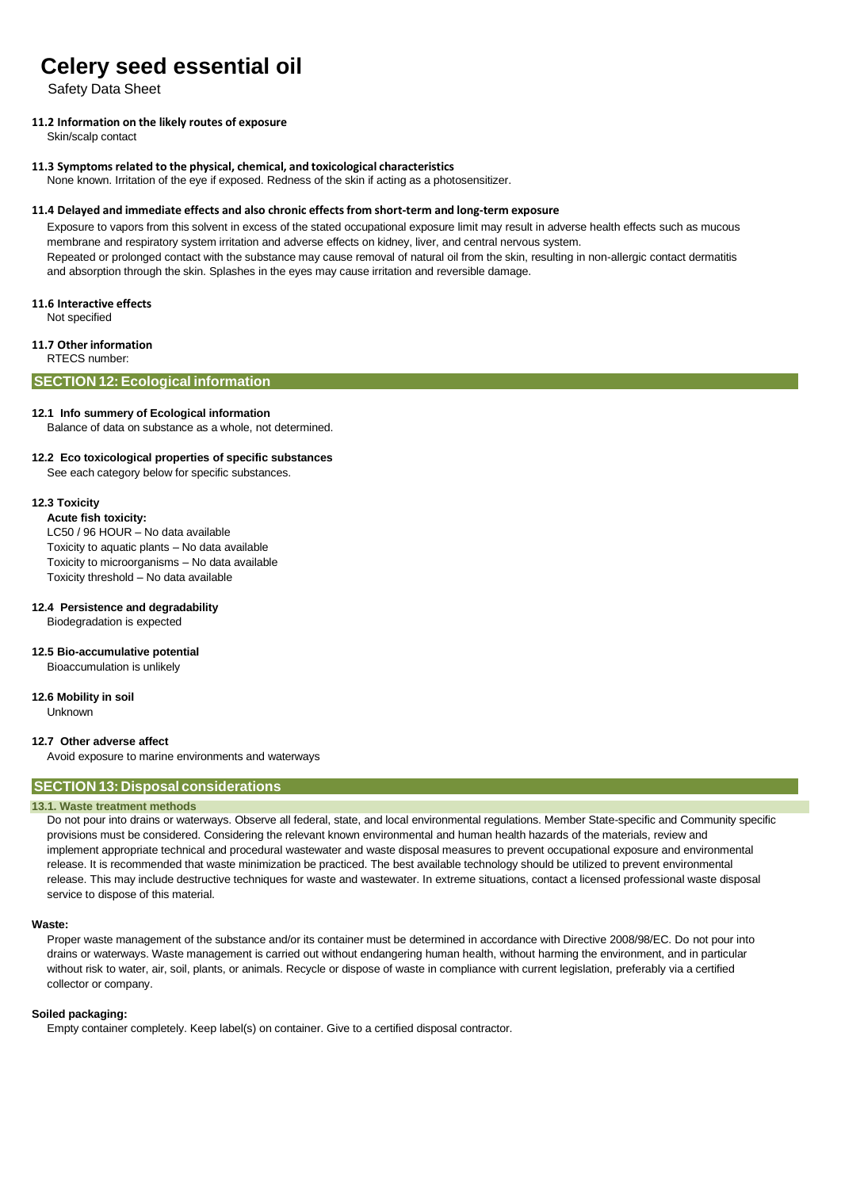# Celery seed essential oil

Safety Data Sheet

**11.2 Information on the likely routes of exposure**

Skin/scalp contact

**11.3 Symptoms related to the physical, chemical, and toxicological characteristics**

None known. Irritation of the eye if exposed. Redness of the skin if acting as a photosensitizer.

**11.4 Delayed and immediate effects and also chronic effects from short-term and long-term exposure**

Exposure to vapors from this solvent in excess of the stated occupational exposure limit may result in adverse health effects such as mucous membrane and respiratory system irritation and adverse effects on kidney, liver, and central nervous system.
Repeated or prolonged contact with the substance may cause removal of natural oil from the skin, resulting in non-allergic contact dermatitis and absorption through the skin. Splashes in the eyes may cause irritation and reversible damage.

**11.6 Interactive effects**

Not specified

**11.7 Other information**

RTECS number:

## SECTION 12: Ecological information

**12.1 Info summery of Ecological information**

Balance of data on substance as a whole, not determined.

**12.2 Eco toxicological properties of specific substances**

See each category below for specific substances.

**12.3 Toxicity**

**Acute fish toxicity:**

LC50 / 96 HOUR – No data available
Toxicity to aquatic plants – No data available
Toxicity to microorganisms – No data available
Toxicity threshold – No data available

**12.4 Persistence and degradability**

Biodegradation is expected

**12.5 Bio-accumulative potential**

Bioaccumulation is unlikely

**12.6 Mobility in soil**

Unknown

**12.7 Other adverse affect**

Avoid exposure to marine environments and waterways

## SECTION 13: Disposal considerations

**13.1. Waste treatment methods**

Do not pour into drains or waterways. Observe all federal, state, and local environmental regulations. Member State-specific and Community specific provisions must be considered. Considering the relevant known environmental and human health hazards of the materials, review and implement appropriate technical and procedural wastewater and waste disposal measures to prevent occupational exposure and environmental release. It is recommended that waste minimization be practiced. The best available technology should be utilized to prevent environmental release. This may include destructive techniques for waste and wastewater. In extreme situations, contact a licensed professional waste disposal service to dispose of this material.

**Waste:**

Proper waste management of the substance and/or its container must be determined in accordance with Directive 2008/98/EC. Do not pour into drains or waterways. Waste management is carried out without endangering human health, without harming the environment, and in particular without risk to water, air, soil, plants, or animals. Recycle or dispose of waste in compliance with current legislation, preferably via a certified collector or company.

**Soiled packaging:**

Empty container completely. Keep label(s) on container. Give to a certified disposal contractor.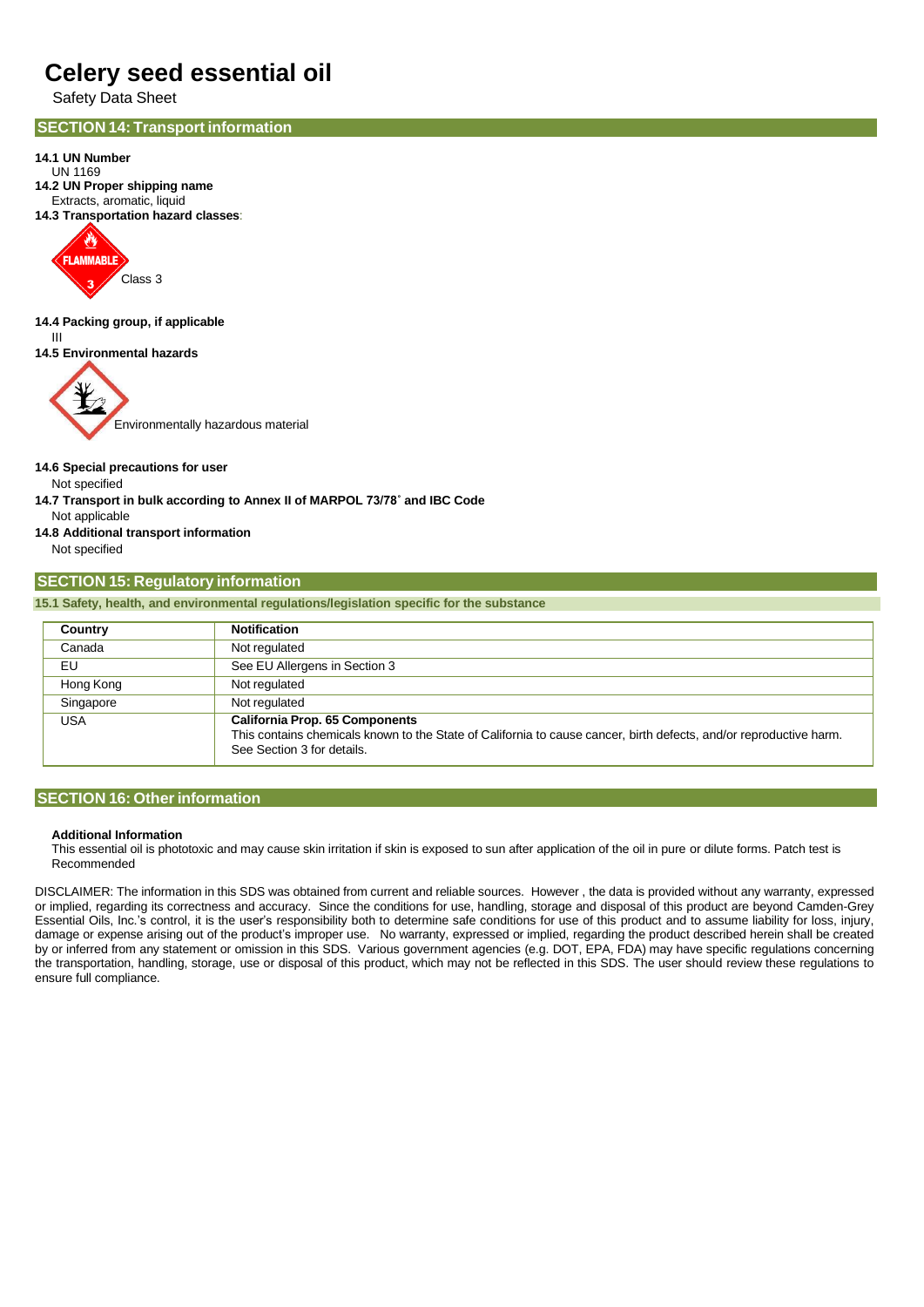# Celery seed essential oil

Safety Data Sheet

## SECTION 14: Transport information

**14.1 UN Number**

UN 1169

**14.2 UN Proper shipping name**

Extracts, aromatic, liquid

**14.3 Transportation hazard classes**:

FLAMMABLE 3

Class 3

**14.4 Packing group, if applicable**

III

**14.5 Environmental hazards**

Environmentally hazardous material

**14.6 Special precautions for user**

Not specified

**14.7 Transport in bulk according to Annex II of MARPOL 73/78˚ and IBC Code**

Not applicable

**14.8 Additional transport information**

Not specified

## SECTION 15: Regulatory information

**15.1 Safety, health, and environmental regulations/legislation specific for the substance**

| Country | Notification |
|---|---|
| Canada | Not regulated |
| EU | See EU Allergens in Section 3 |
| Hong Kong | Not regulated |
| Singapore | Not regulated |
| USA | **California Prop. 65 Components** This contains chemicals known to the State of California to cause cancer, birth defects, and/or reproductive harm. See Section 3 for details. |

## SECTION 16: Other information

**Additional Information**

This essential oil is phototoxic and may cause skin irritation if skin is exposed to sun after application of the oil in pure or dilute forms. Patch test is Recommended

DISCLAIMER: The information in this SDS was obtained from current and reliable sources. However , the data is provided without any warranty, expressed or implied, regarding its correctness and accuracy. Since the conditions for use, handling, storage and disposal of this product are beyond Camden-Grey Essential Oils, Inc.'s control, it is the user's responsibility both to determine safe conditions for use of this product and to assume liability for loss, injury, damage or expense arising out of the product's improper use. No warranty, expressed or implied, regarding the product described herein shall be created by or inferred from any statement or omission in this SDS. Various government agencies (e.g. DOT, EPA, FDA) may have specific regulations concerning the transportation, handling, storage, use or disposal of this product, which may not be reflected in this SDS. The user should review these regulations to ensure full compliance.